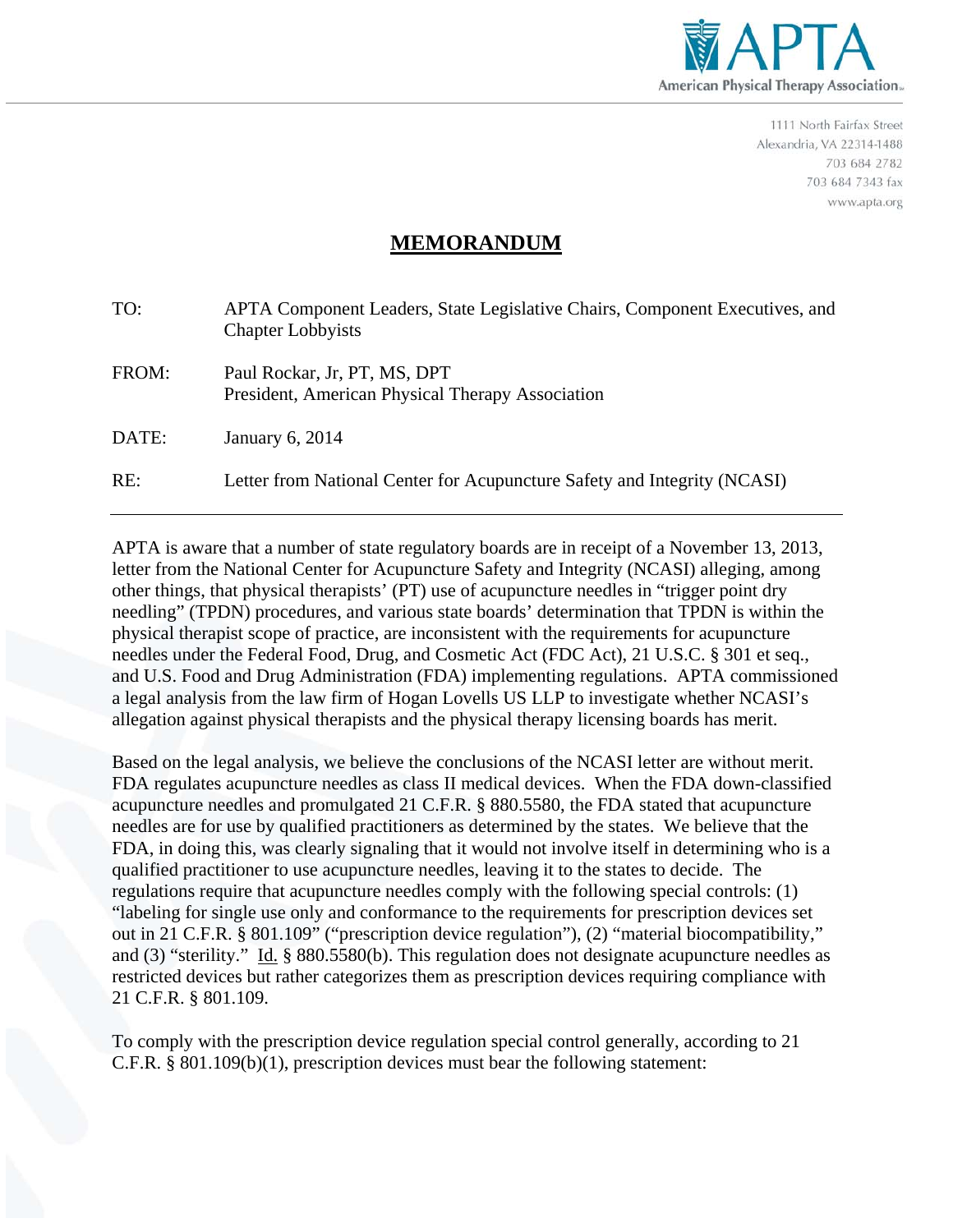APTA
American Physical Therapy Association

1111 North Fairfax Street
Alexandria, VA 22314-1488
703 684 2782
703 684 7343 fax
www.apta.org

# MEMORANDUM

TO: APTA Component Leaders, State Legislative Chairs, Component Executives, and Chapter Lobbyists

FROM: Paul Rockar, Jr, PT, MS, DPT
President, American Physical Therapy Association

DATE: January 6, 2014

RE: Letter from National Center for Acupuncture Safety and Integrity (NCASI)

---

APTA is aware that a number of state regulatory boards are in receipt of a November 13, 2013, letter from the National Center for Acupuncture Safety and Integrity (NCASI) alleging, among other things, that physical therapists' (PT) use of acupuncture needles in "trigger point dry needling" (TPDN) procedures, and various state boards' determination that TPDN is within the physical therapist scope of practice, are inconsistent with the requirements for acupuncture needles under the Federal Food, Drug, and Cosmetic Act (FDC Act), 21 U.S.C. § 301 et seq., and U.S. Food and Drug Administration (FDA) implementing regulations. APTA commissioned a legal analysis from the law firm of Hogan Lovells US LLP to investigate whether NCASI's allegation against physical therapists and the physical therapy licensing boards has merit.

Based on the legal analysis, we believe the conclusions of the NCASI letter are without merit. FDA regulates acupuncture needles as class II medical devices. When the FDA down-classified acupuncture needles and promulgated 21 C.F.R. § 880.5580, the FDA stated that acupuncture needles are for use by qualified practitioners as determined by the states. We believe that the FDA, in doing this, was clearly signaling that it would not involve itself in determining who is a qualified practitioner to use acupuncture needles, leaving it to the states to decide. The regulations require that acupuncture needles comply with the following special controls: (1) "labeling for single use only and conformance to the requirements for prescription devices set out in 21 C.F.R. § 801.109" ("prescription device regulation"), (2) "material biocompatibility," and (3) "sterility." Id. § 880.5580(b). This regulation does not designate acupuncture needles as restricted devices but rather categorizes them as prescription devices requiring compliance with 21 C.F.R. § 801.109.

To comply with the prescription device regulation special control generally, according to 21 C.F.R. § 801.109(b)(1), prescription devices must bear the following statement: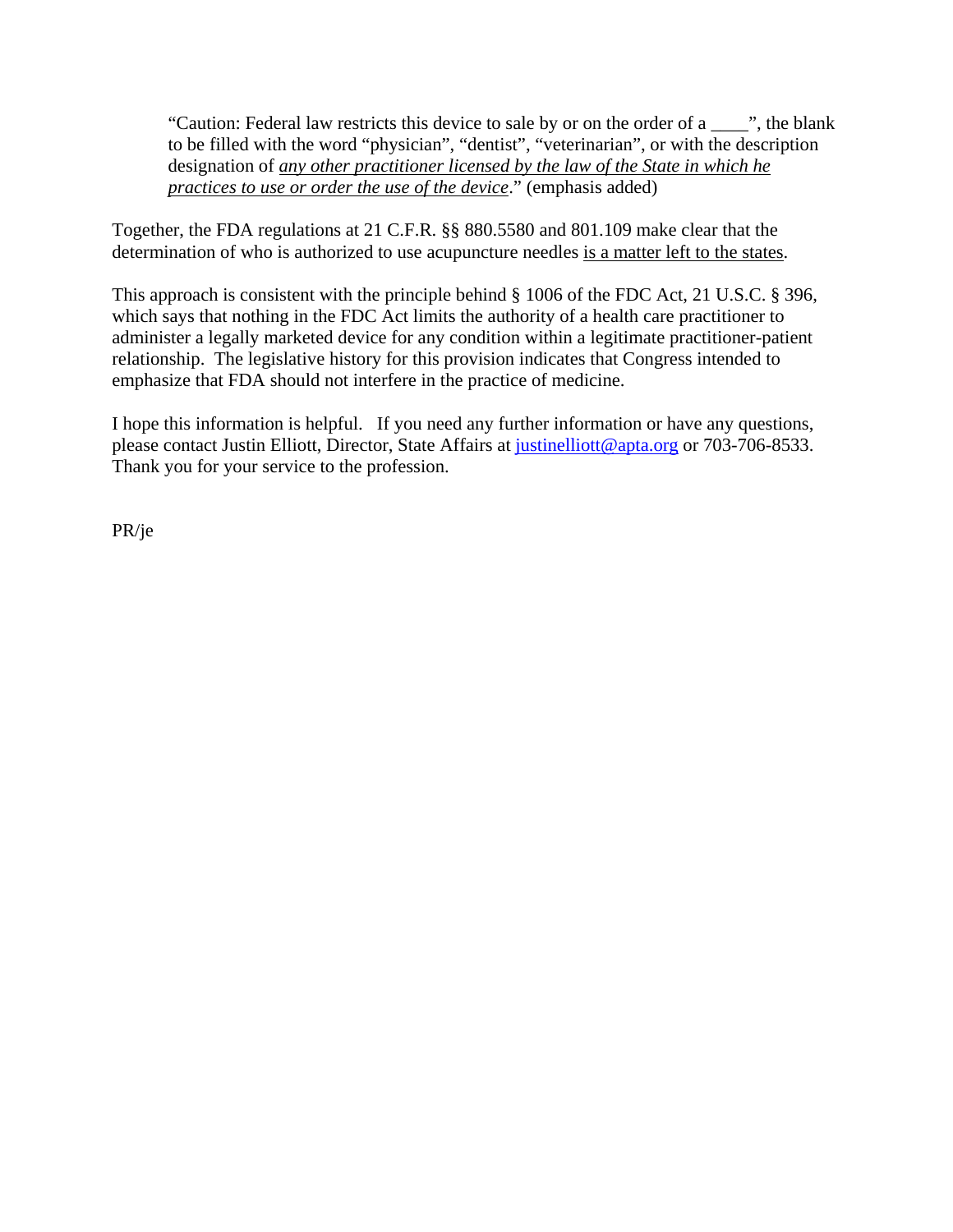> "Caution: Federal law restricts this device to sale by or on the order of a ____", the blank to be filled with the word "physician", "dentist", "veterinarian", or with the description designation of *any other practitioner licensed by the law of the State in which he practices to use or order the use of the device*." (emphasis added)

Together, the FDA regulations at 21 C.F.R. §§ 880.5580 and 801.109 make clear that the determination of who is authorized to use acupuncture needles is a matter left to the states.

This approach is consistent with the principle behind § 1006 of the FDC Act, 21 U.S.C. § 396, which says that nothing in the FDC Act limits the authority of a health care practitioner to administer a legally marketed device for any condition within a legitimate practitioner-patient relationship. The legislative history for this provision indicates that Congress intended to emphasize that FDA should not interfere in the practice of medicine.

I hope this information is helpful. If you need any further information or have any questions, please contact Justin Elliott, Director, State Affairs at justinelliott@apta.org or 703-706-8533. Thank you for your service to the profession.

PR/je